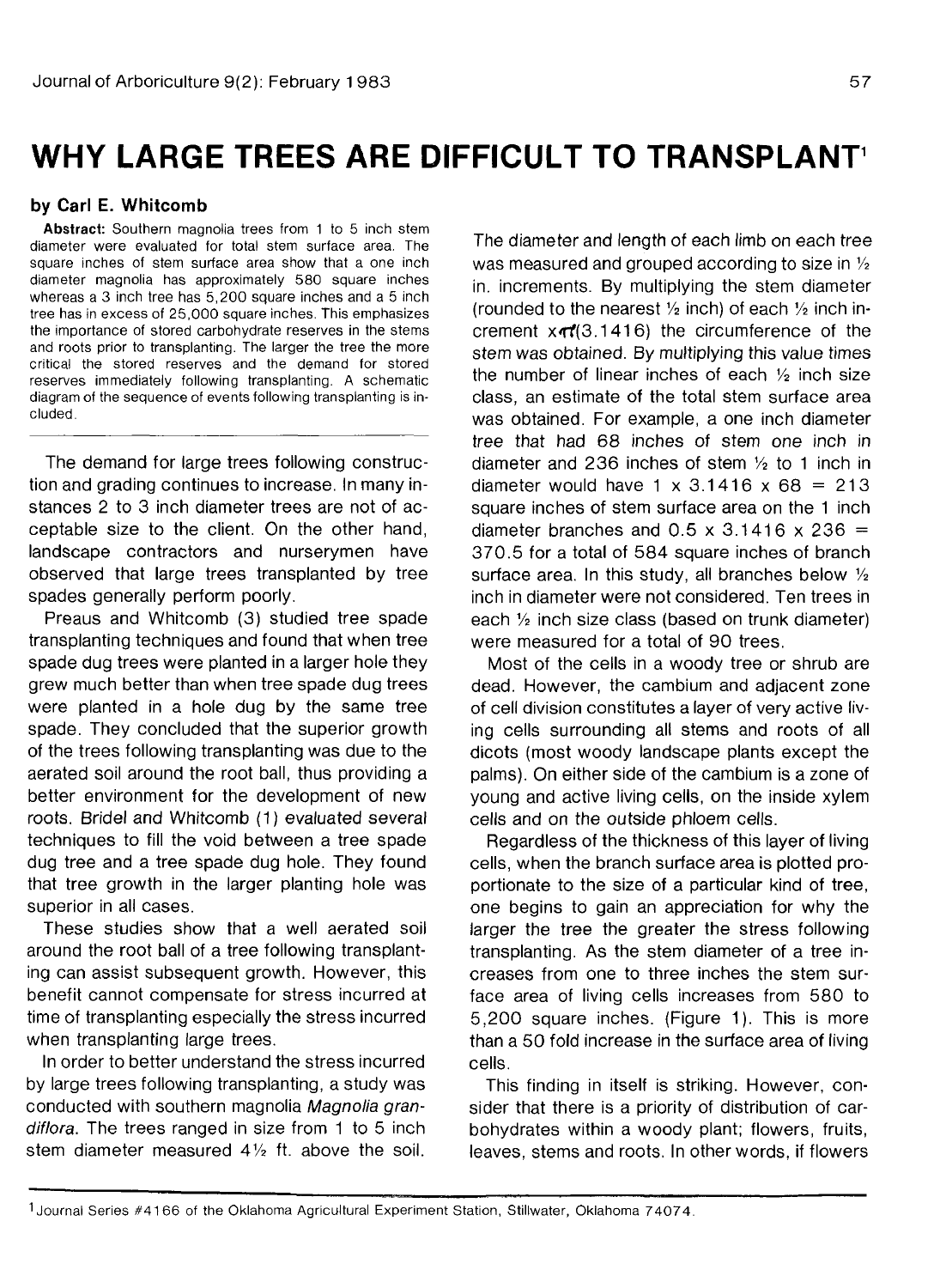# WHY LARGE TREES ARE DIFFICULT TO TRANSPLANT[1]

**by Carl E. Whitcomb**

**Abstract:** Southern magnolia trees from 1 to 5 inch stem diameter were evaluated for total stem surface area. The square inches of stem surface area show that a one inch diameter magnolia has approximately 580 square inches whereas a 3 inch tree has 5,200 square inches and a 5 inch tree has in excess of 25,000 square inches. This emphasizes the importance of stored carbohydrate reserves in the stems and roots prior to transplanting. The larger the tree the more critical the stored reserves and the demand for stored reserves immediately following transplanting. A schematic diagram of the sequence of events following transplanting is included.

The demand for large trees following construction and grading continues to increase. In many instances 2 to 3 inch diameter trees are not of acceptable size to the client. On the other hand, landscape contractors and nurserymen have observed that large trees transplanted by tree spades generally perform poorly.

Preaus and Whitcomb (3) studied tree spade transplanting techniques and found that when tree spade dug trees were planted in a larger hole they grew much better than when tree spade dug trees were planted in a hole dug by the same tree spade. They concluded that the superior growth of the trees following transplanting was due to the aerated soil around the root ball, thus providing a better environment for the development of new roots. Bridel and Whitcomb (1) evaluated several techniques to fill the void between a tree spade dug tree and a tree spade dug hole. They found that tree growth in the larger planting hole was superior in all cases.

These studies show that a well aerated soil around the root ball of a tree following transplanting can assist subsequent growth. However, this benefit cannot compensate for stress incurred at time of transplanting especially the stress incurred when transplanting large trees.

In order to better understand the stress incurred by large trees following transplanting, a study was conducted with southern magnolia *Magnolia grandiflora*. The trees ranged in size from 1 to 5 inch stem diameter measured 4½ ft. above the soil. The diameter and length of each limb on each tree was measured and grouped according to size in ½ in. increments. By multiplying the stem diameter (rounded to the nearest ½ inch) of each ½ inch increment x $\pi$(3.1416) the circumference of the stem was obtained. By multiplying this value times the number of linear inches of each ½ inch size class, an estimate of the total stem surface area was obtained. For example, a one inch diameter tree that had 68 inches of stem one inch in diameter and 236 inches of stem ½ to 1 inch in diameter would have $1 \times 3.1416 \times 68 = 213$ square inches of stem surface area on the 1 inch diameter branches and $0.5 \times 3.1416 \times 236 = 370.5$ for a total of 584 square inches of branch surface area. In this study, all branches below ½ inch in diameter were not considered. Ten trees in each ½ inch size class (based on trunk diameter) were measured for a total of 90 trees.

Most of the cells in a woody tree or shrub are dead. However, the cambium and adjacent zone of cell division constitutes a layer of very active living cells surrounding all stems and roots of all dicots (most woody landscape plants except the palms). On either side of the cambium is a zone of young and active living cells, on the inside xylem cells and on the outside phloem cells.

Regardless of the thickness of this layer of living cells, when the branch surface area is plotted proportionate to the size of a particular kind of tree, one begins to gain an appreciation for why the larger the tree the greater the stress following transplanting. As the stem diameter of a tree increases from one to three inches the stem surface area of living cells increases from 580 to 5,200 square inches. (Figure 1). This is more than a 50 fold increase in the surface area of living cells.

This finding in itself is striking. However, consider that there is a priority of distribution of carbohydrates within a woody plant; flowers, fruits, leaves, stems and roots. In other words, if flowers

[1] Journal Series #4166 of the Oklahoma Agricultural Experiment Station, Stillwater, Oklahoma 74074.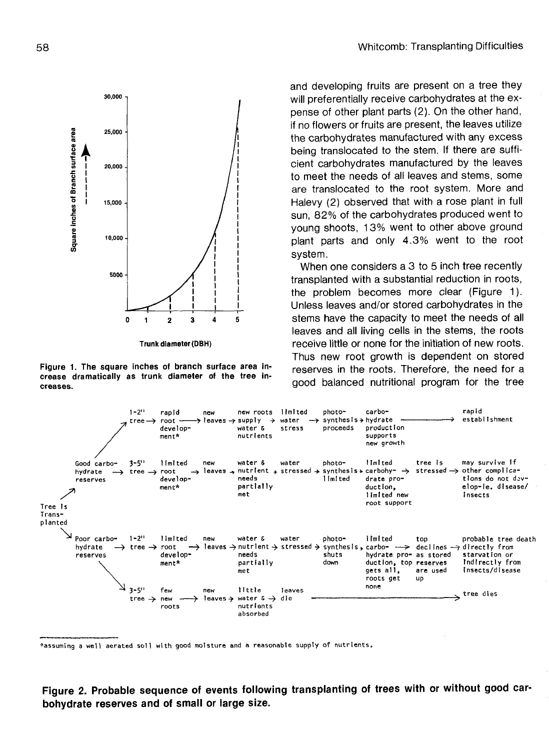Figure 1. The square inches of branch surface area increase dramatically as trunk diameter of the tree increases.

and developing fruits are present on a tree they will preferentially receive carbohydrates at the expense of other plant parts (2). On the other hand, if no flowers or fruits are present, the leaves utilize the carbohydrates manufactured with any excess being translocated to the stem. If there are sufficient carbohydrates manufactured by the leaves to meet the needs of all leaves and stems, some are translocated to the root system. More and Halevy (2) observed that with a rose plant in full sun, 82% of the carbohydrates produced went to young shoots, 13% went to other above ground plant parts and only 4.3% went to the root system.

When one considers a 3 to 5 inch tree recently transplanted with a substantial reduction in roots, the problem becomes more clear (Figure 1). Unless leaves and/or stored carbohydrates in the stems have the capacity to meet the needs of all leaves and all living cells in the stems, the roots receive little or none for the initiation of new roots. Thus new root growth is dependent on stored reserves in the roots. Therefore, the need for a good balanced nutritional program for the tree

Tree is Transplanted →

- Good carbohydrate reserves →
  - 1-2" tree → rapid root development* → new leaves → new roots supply water & nutrients → limited water stress → photosynthesis proceeds → carbohydrate production supports new growth → rapid establishment
  - 3-5" tree → limited root development* → new leaves → water & nutrient needs partially met → water stressed → photosynthesis limited → limited carbohydrate production, limited new root support → tree is stressed → may survive if other complications do not develop-ie. disease/insects
- Poor carbohydrate reserves →
  - 1-2" tree → limited root development* → new leaves → water & nutrient needs partially met → water stressed → photosynthesis, shuts down → limited carbohydrate production, top gets all, roots get none → top declines as stored reserves are used up → probable tree death directly from starvation or indirectly from insects/disease
  - 3-5" tree → few new roots → new leaves → little water & nutrients absorbed → leaves die → tree dies

*assuming a well aerated soil with good moisture and a reasonable supply of nutrients.

Figure 2. Probable sequence of events following transplanting of trees with or without good carbohydrate reserves and of small or large size.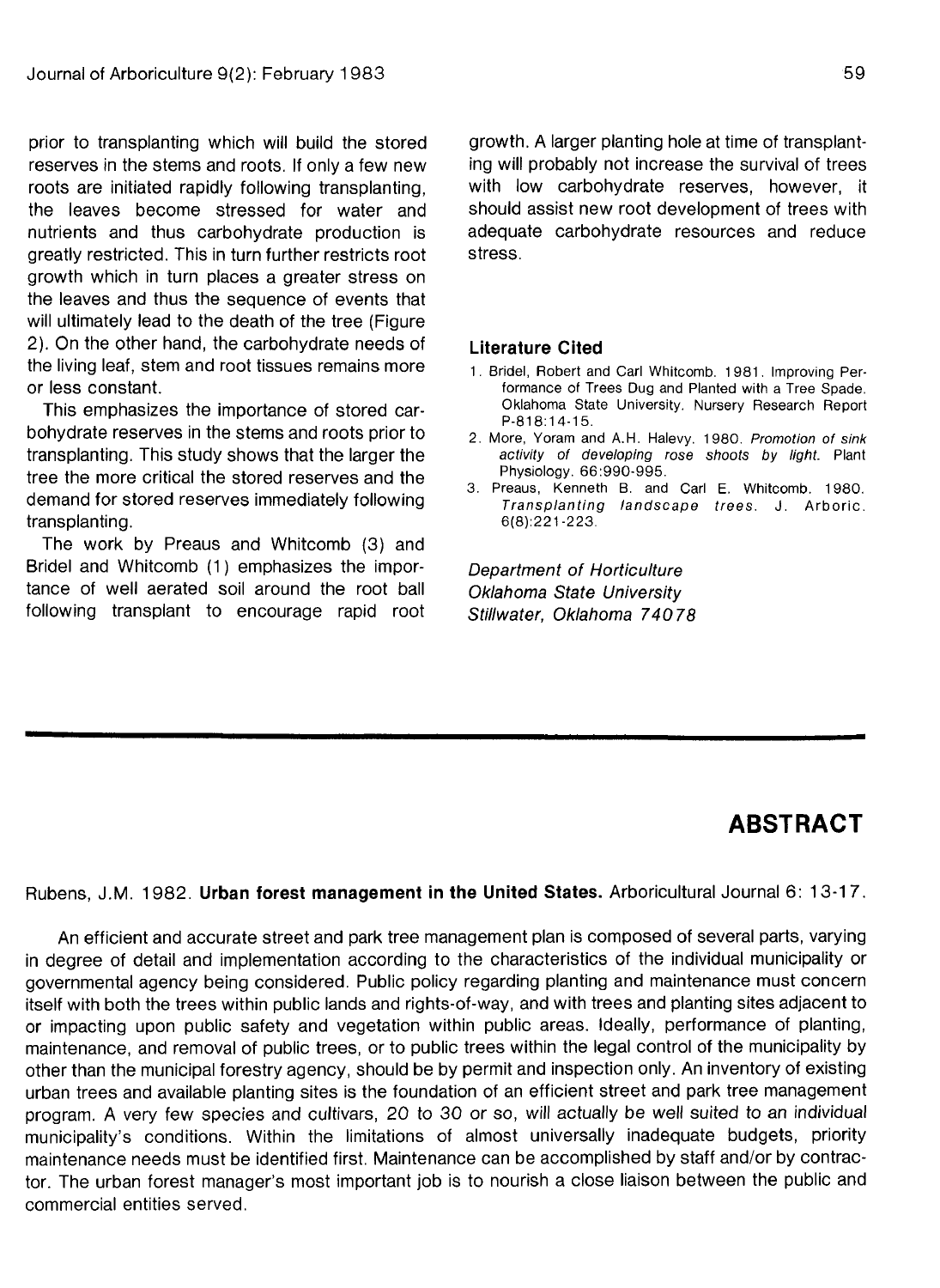prior to transplanting which will build the stored reserves in the stems and roots. If only a few new roots are initiated rapidly following transplanting, the leaves become stressed for water and nutrients and thus carbohydrate production is greatly restricted. This in turn further restricts root growth which in turn places a greater stress on the leaves and thus the sequence of events that will ultimately lead to the death of the tree (Figure 2). On the other hand, the carbohydrate needs of the living leaf, stem and root tissues remains more or less constant.

This emphasizes the importance of stored carbohydrate reserves in the stems and roots prior to transplanting. This study shows that the larger the tree the more critical the stored reserves and the demand for stored reserves immediately following transplanting.

The work by Preaus and Whitcomb (3) and Bridel and Whitcomb (1) emphasizes the importance of well aerated soil around the root ball following transplant to encourage rapid root growth. A larger planting hole at time of transplanting will probably not increase the survival of trees with low carbohydrate reserves, however, it should assist new root development of trees with adequate carbohydrate resources and reduce stress.

### Literature Cited

1. Bridel, Robert and Carl Whitcomb. 1981. Improving Performance of Trees Dug and Planted with a Tree Spade. Oklahoma State University. Nursery Research Report P-818:14-15.
2. More, Yoram and A.H. Halevy. 1980. *Promotion of sink activity of developing rose shoots by light.* Plant Physiology. 66:990-995.
3. Preaus, Kenneth B. and Carl E. Whitcomb. 1980. *Transplanting landscape trees.* J. Arboric. 6(8):221-223.

*Department of Horticulture*
*Oklahoma State University*
*Stillwater, Oklahoma 74078*

## ABSTRACT

Rubens, J.M. 1982. **Urban forest management in the United States.** Arboricultural Journal 6: 13-17.

An efficient and accurate street and park tree management plan is composed of several parts, varying in degree of detail and implementation according to the characteristics of the individual municipality or governmental agency being considered. Public policy regarding planting and maintenance must concern itself with both the trees within public lands and rights-of-way, and with trees and planting sites adjacent to or impacting upon public safety and vegetation within public areas. Ideally, performance of planting, maintenance, and removal of public trees, or to public trees within the legal control of the municipality by other than the municipal forestry agency, should be by permit and inspection only. An inventory of existing urban trees and available planting sites is the foundation of an efficient street and park tree management program. A very few species and cultivars, 20 to 30 or so, will actually be well suited to an individual municipality's conditions. Within the limitations of almost universally inadequate budgets, priority maintenance needs must be identified first. Maintenance can be accomplished by staff and/or by contractor. The urban forest manager's most important job is to nourish a close liaison between the public and commercial entities served.